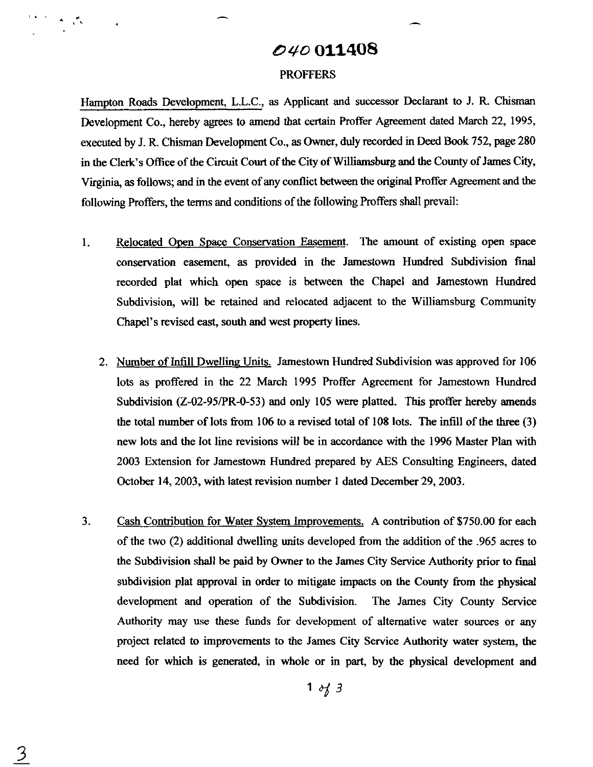# 040 011408

## PROFFERS

Hampton Roads Development, L.L.C., as Applicant and successor Declarant to J. R. Chisman Development Co., hereby agrees to amend that certain Proffer Agreement dated March 22, 1995, executed by J. R. Chisman Development Co., as Owner, duly recorded in Deed Book 752, page 280 in the Clerk's Office of the Circuit Court of the City of Williamsburg and the County of James City, Virginia, as follows; and in the event of any conflict between the original Proffer Agreement and the following Proffers, the terms and conditions of the following Proffers shall prevail:

1. Relocated Open Space Conservation Easement. The amount of existing open space conservation easement, as provided in the Jamestown Hundred Subdivision final recorded plat which open space is between the Chapel and Jamestown Hundred Subdivision, will be retained and relocated adjacent to the Williamsburg Community Chapel's revised east, south and west property lines.

2. Number of Infill Dwelling Units. Jamestown Hundred Subdivision was approved for 106 lots as proffered in the 22 March 1995 Proffer Agreement for Jamestown Hundred Subdivision (Z-02-95/PR-0-53) and only 105 were platted. This proffer hereby amends the total number of lots from 106 to a revised total of 108 lots. The infill of the three (3) new lots and the lot line revisions will be in accordance with the 1996 Master Plan with 2003 Extension for Jamestown Hundred prepared by AES Consulting Engineers, dated October 14, 2003, with latest revision number 1 dated December 29, 2003.

3. Cash Contribution for Water System Improvements. A contribution of $750.00 for each of the two (2) additional dwelling units developed from the addition of the .965 acres to the Subdivision shall be paid by Owner to the James City Service Authority prior to final subdivision plat approval in order to mitigate impacts on the County from the physical development and operation of the Subdivision. The James City County Service Authority may use these funds for development of alternative water sources or any project related to improvements to the James City Service Authority water system, the need for which is generated, in whole or in part, by the physical development and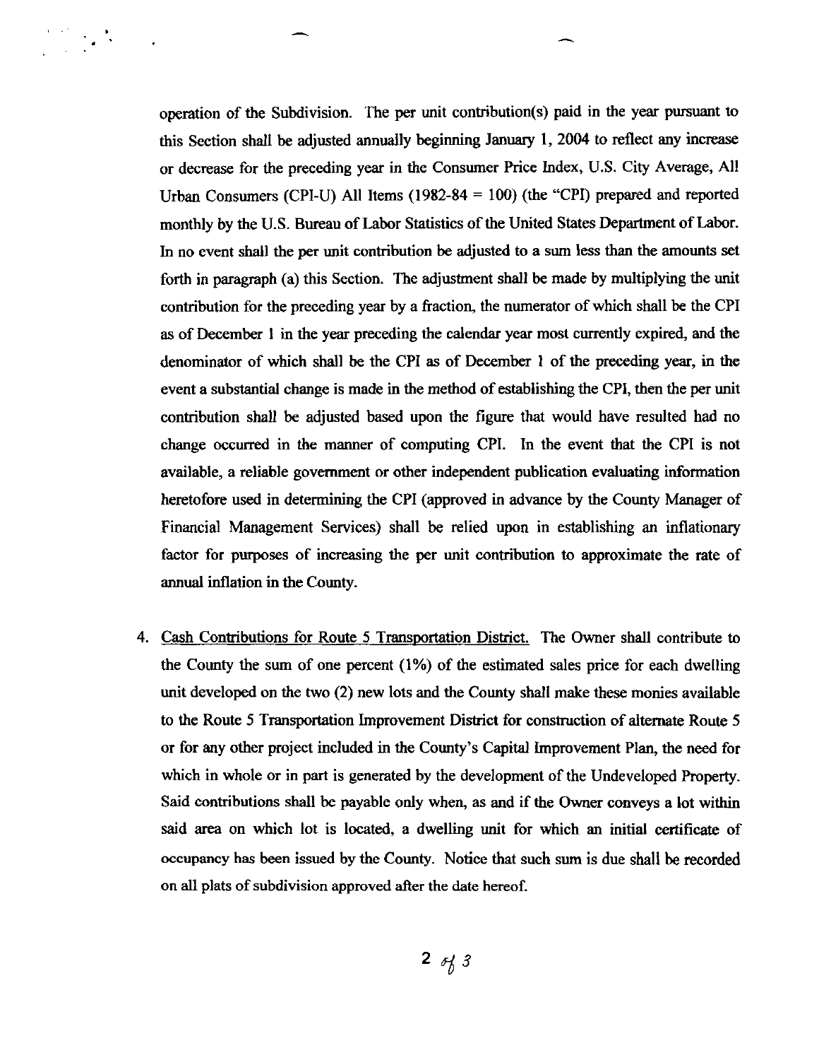operation of the Subdivision. The per unit contribution(s) paid in the year pursuant to this Section shall be adjusted annually beginning January 1, 2004 to reflect any increase or decrease for the preceding year in the Consumer Price Index, U.S. City Average, All Urban Consumers (CPI-U) All Items (1982-84 = 100) (the "CPI) prepared and reported monthly by the U.S. Bureau of Labor Statistics of the United States Department of Labor. In no event shall the per unit contribution be adjusted to a sum less than the amounts set forth in paragraph (a) this Section. The adjustment shall be made by multiplying the unit contribution for the preceding year by a fraction, the numerator of which shall be the CPI as of December 1 in the year preceding the calendar year most currently expired, and the denominator of which shall be the CPI as of December 1 of the preceding year, in the event a substantial change is made in the method of establishing the CPI, then the per unit contribution shall be adjusted based upon the figure that would have resulted had no change occurred in the manner of computing CPI. In the event that the CPI is not available, a reliable government or other independent publication evaluating information heretofore used in determining the CPI (approved in advance by the County Manager of Financial Management Services) shall be relied upon in establishing an inflationary factor for purposes of increasing the per unit contribution to approximate the rate of annual inflation in the County.

4. Cash Contributions for Route 5 Transportation District. The Owner shall contribute to the County the sum of one percent (1%) of the estimated sales price for each dwelling unit developed on the two (2) new lots and the County shall make these monies available to the Route 5 Transportation Improvement District for construction of alternate Route 5 or for any other project included in the County's Capital Improvement Plan, the need for which in whole or in part is generated by the development of the Undeveloped Property. Said contributions shall be payable only when, as and if the Owner conveys a lot within said area on which lot is located, a dwelling unit for which an initial certificate of occupancy has been issued by the County. Notice that such sum is due shall be recorded on all plats of subdivision approved after the date hereof.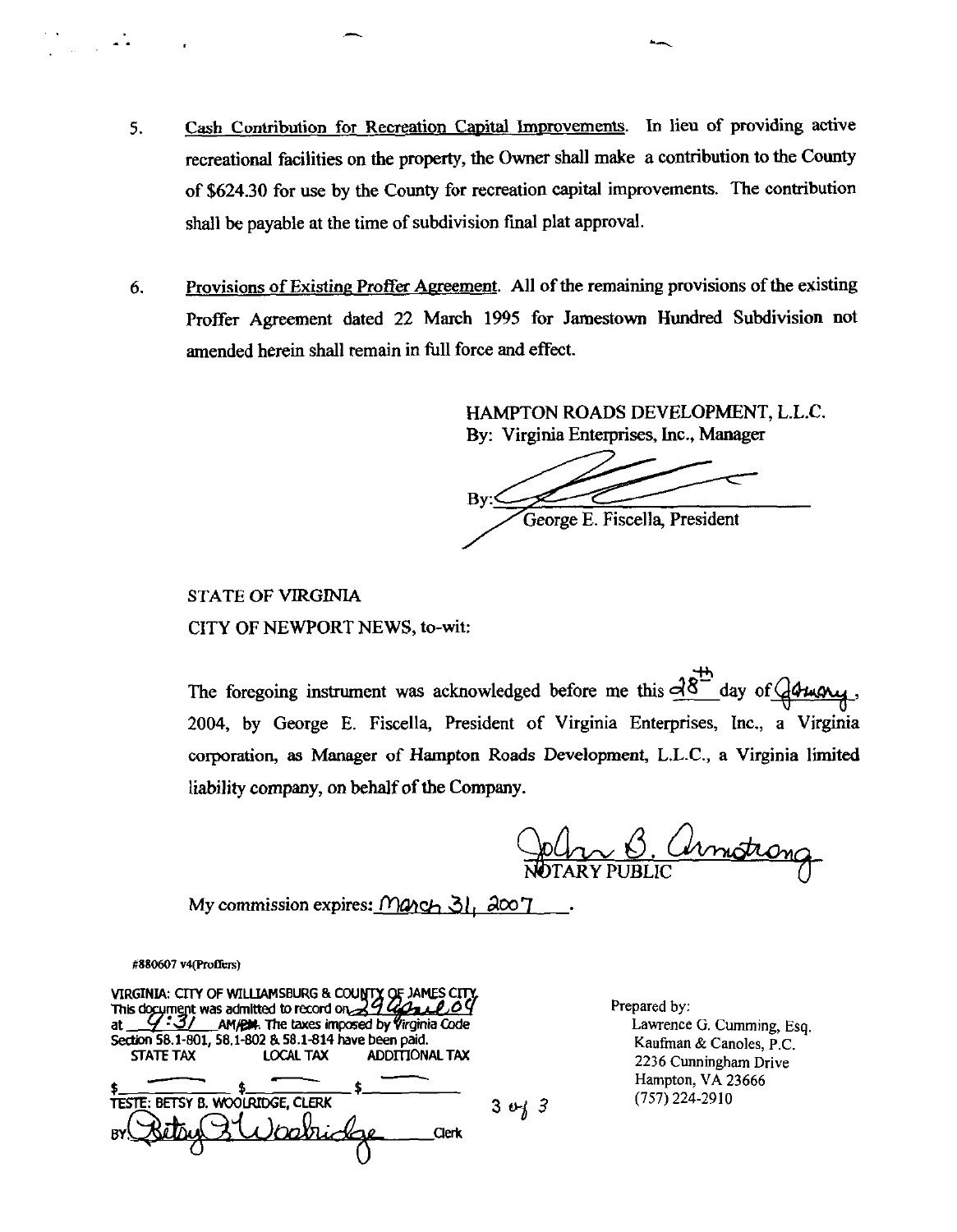5. Cash Contribution for Recreation Capital Improvements. In lieu of providing active recreational facilities on the property, the Owner shall make a contribution to the County of $624.30 for use by the County for recreation capital improvements. The contribution shall be payable at the time of subdivision final plat approval.

6. Provisions of Existing Proffer Agreement. All of the remaining provisions of the existing Proffer Agreement dated 22 March 1995 for Jamestown Hundred Subdivision not amended herein shall remain in full force and effect.

HAMPTON ROADS DEVELOPMENT, L.L.C.
By: Virginia Enterprises, Inc., Manager

By: ______________________
George E. Fiscella, President

STATE OF VIRGINIA
CITY OF NEWPORT NEWS, to-wit:

The foregoing instrument was acknowledged before me this 28th day of January, 2004, by George E. Fiscella, President of Virginia Enterprises, Inc., a Virginia corporation, as Manager of Hampton Roads Development, L.L.C., a Virginia limited liability company, on behalf of the Company.

John B. Armstrong
NOTARY PUBLIC

My commission expires: March 31, 2007.

#880607 v4(Proffers)

VIRGINIA: CITY OF WILLIAMSBURG & COUNTY OF JAMES CITY
This document was admitted to record on 29 April 04
at 9:31 AM/PM. The taxes imposed by Virginia Code Section 58.1-801, 58.1-802 & 58.1-814 have been paid.

| STATE TAX | LOCAL TAX | ADDITIONAL TAX |
|---|---|---|
| $ — | $ — | $ — |

TESTE: BETSY B. WOOLRIDGE, CLERK
BY: Betsy B. Woolridge Clerk

Prepared by:
Lawrence G. Cumming, Esq.
Kaufman & Canoles, P.C.
2236 Cunningham Drive
Hampton, VA 23666
(757) 224-2910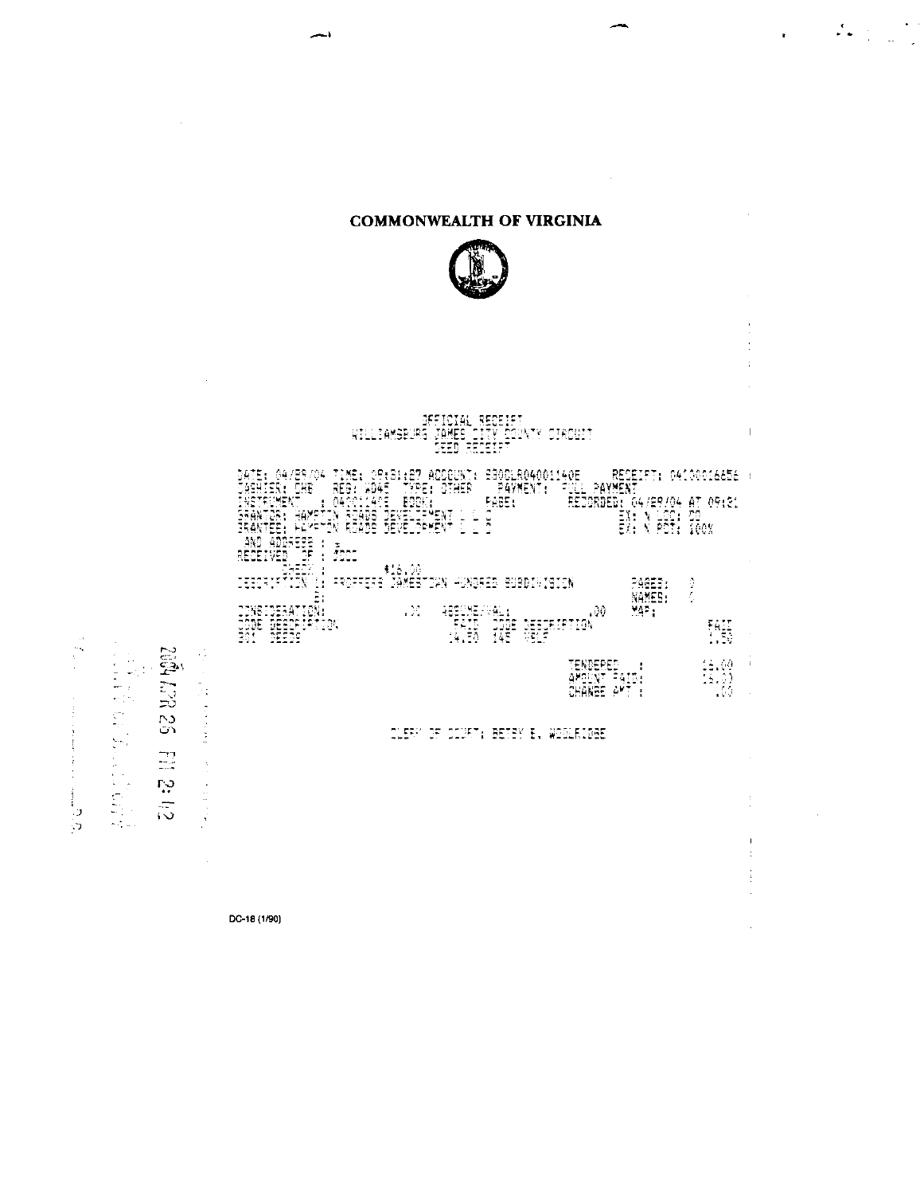# COMMONWEALTH OF VIRGINIA

OFFICIAL RECEIPT
WILLIAMSBURG JAMES CITY COUNTY CIRCUIT
DEED RECEIPT

DATE: 04/28/04 TIME: 09:51:27 ACCOUNT: 830CLR040011408 RECEIPT: 04000016656
CASHIER: CHB REG: WO45 TYPE: OTHER PAYMENT: FULL PAYMENT
INSTRUMENT : 040011408 BOOK: PAGE: RECORDED: 04/28/04 AT 09:31
GRANTOR: HAMPTON ROADS DEVELOPMENT L L C EX: N LOC: CO
GRANTEE: HAMPTON ROADS DEVELOPMENT L L C EX: N PCT: 100%
AND ADDRESS : ,
RECEIVED OF : SAME
CHECK : $16.00
DESCRIPTION 1: PROFFERS JAMESTOWN HUNDRED SUBDIVISION PAGES: 9
2: NAMES: 0
CONSIDERATION: .00 ASSUME/VAL: .00 MAP:
CODE DESCRIPTION PAID CODE DESCRIPTION PAID
301 DEEDS 14.50 145 VSLF 1.50

TENDERED : 16.00
AMOUNT PAID: 16.00
CHANGE AMT : .00

CLERK OF COURT: BETSY B. WOOLRIDGE

2004 APR 26 PM 2:42

DC-18 (1/90)